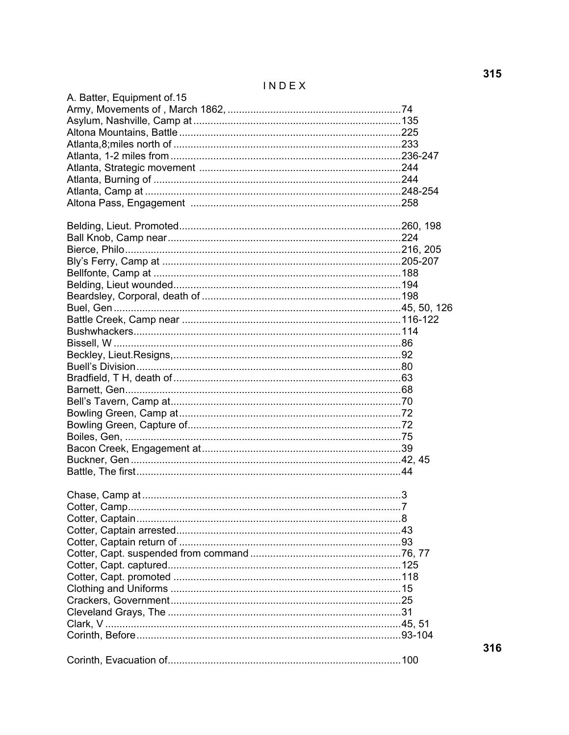# INDEX

A. Batter, Equipment of.15
Army, Movements of , March 1862, ............................................................74
Asylum, Nashville, Camp at ........................................................................135
Altona Mountains, Battle .............................................................................225
Atlanta,8;miles north of ...............................................................................233
Atlanta, 1-2 miles from ................................................................................236-247
Atlanta, Strategic movement ......................................................................244
Atlanta, Burning of ......................................................................................244
Atlanta, Camp at .........................................................................................248-254
Altona Pass, Engagement .........................................................................258

Belding, Lieut. Promoted.............................................................................260, 198
Ball Knob, Camp near.................................................................................224
Bierce, Philo................................................................................................216, 205
Bly's Ferry, Camp at ...................................................................................205-207
Bellfonte, Camp at ......................................................................................188
Belding, Lieut wounded...............................................................................194
Beardsley, Corporal, death of .....................................................................198
Buel, Gen ....................................................................................................45, 50, 126
Battle Creek, Camp near ............................................................................116-122
Bushwhackers.............................................................................................114
Bissell, W ....................................................................................................86
Beckley, Lieut.Resigns,................................................................................92
Buell's Division............................................................................................80
Bradfield, T H, death of...............................................................................63
Barnett, Gen................................................................................................68
Bell's Tavern, Camp at................................................................................70
Bowling Green, Camp at.............................................................................72
Bowling Green, Capture of..........................................................................72
Boiles, Gen, .................................................................................................75
Bacon Creek, Engagement at......................................................................39
Buckner, Gen ..............................................................................................42, 45
Battle, The first............................................................................................44

Chase, Camp at ..........................................................................................3
Cotter, Camp...............................................................................................7
Cotter, Captain.............................................................................................8
Cotter, Captain arrested...............................................................................43
Cotter, Captain return of .............................................................................93
Cotter, Capt. suspended from command ....................................................76, 77
Cotter, Capt. captured.................................................................................125
Cotter, Capt. promoted ...............................................................................118
Clothing and Uniforms ................................................................................15
Crackers, Government................................................................................25
Cleveland Grays, The .................................................................................31
Clark, V .......................................................................................................45, 51
Corinth, Before............................................................................................93-104

Corinth, Evacuation of.................................................................................100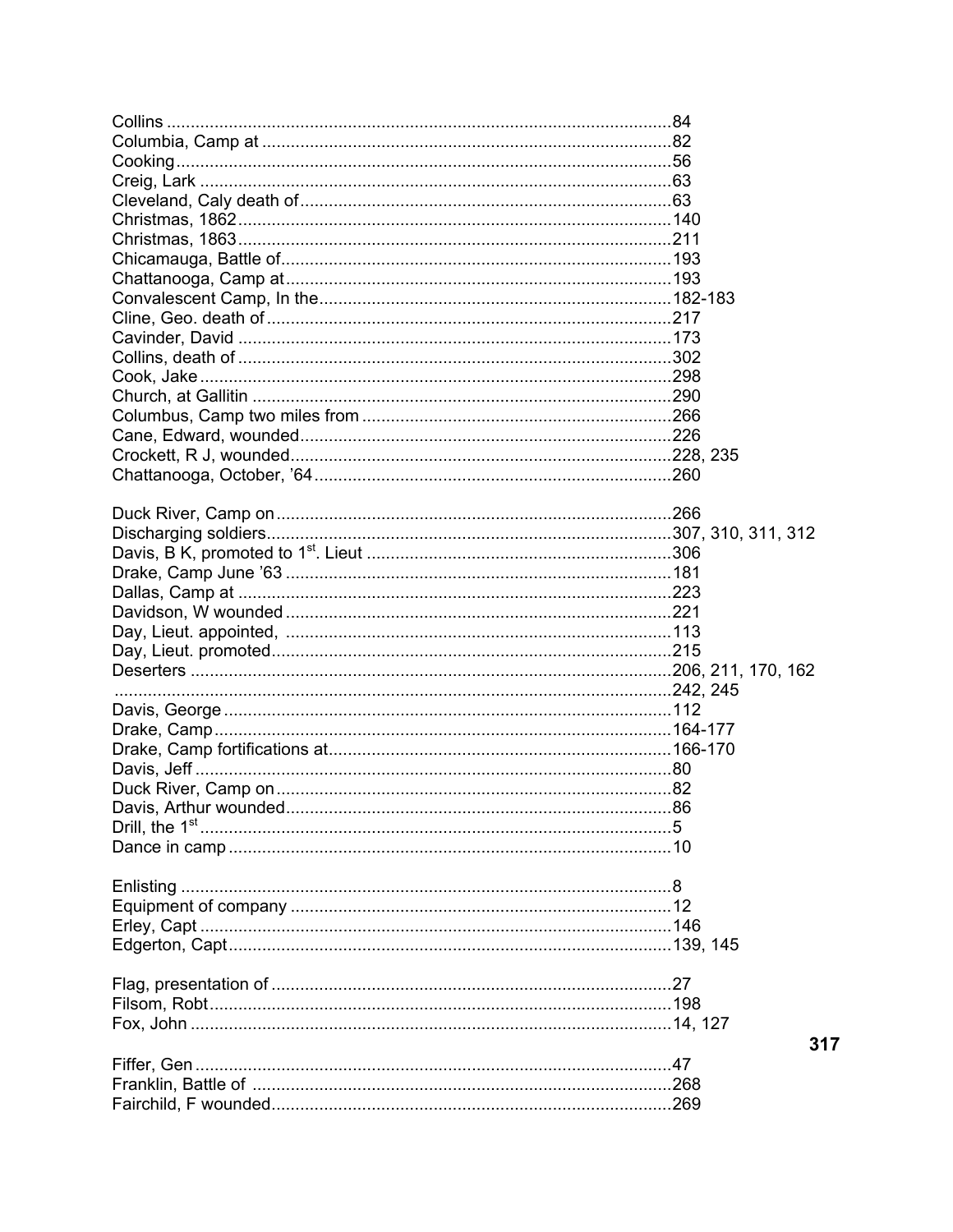Collins ........................................................................................................84
Columbia, Camp at ....................................................................................82
Cooking......................................................................................................56
Creig, Lark .................................................................................................63
Cleveland, Caly death of............................................................................63
Christmas, 1862.........................................................................................140
Christmas, 1863.........................................................................................211
Chicamauga, Battle of................................................................................193
Chattanooga, Camp at................................................................................193
Convalescent Camp, In the........................................................................182-183
Cline, Geo. death of ...................................................................................217
Cavinder, David .........................................................................................173
Collins, death of .........................................................................................302
Cook, Jake .................................................................................................298
Church, at Gallitin .......................................................................................290
Columbus, Camp two miles from ...............................................................266
Cane, Edward, wounded.............................................................................226
Crockett, R J, wounded...............................................................................228, 235
Chattanooga, October, '64..........................................................................260

Duck River, Camp on .................................................................................266
Discharging soldiers...................................................................................307, 310, 311, 312
Davis, B K, promoted to 1st. Lieut ..............................................................306
Drake, Camp June '63 ...............................................................................181
Dallas, Camp at .........................................................................................223
Davidson, W wounded ...............................................................................221
Day, Lieut. appointed, ...............................................................................113
Day, Lieut. promoted..................................................................................215
Deserters ...................................................................................................206, 211, 170, 162
.................................................................................................................242, 245
Davis, George ............................................................................................112
Drake, Camp...............................................................................................164-177
Drake, Camp fortifications at.......................................................................166-170
Davis, Jeff ..................................................................................................80
Duck River, Camp on .................................................................................82
Davis, Arthur wounded...............................................................................86
Drill, the 1st................................................................................................5
Dance in camp ...........................................................................................10

Enlisting .....................................................................................................8
Equipment of company ..............................................................................12
Erley, Capt .................................................................................................146
Edgerton, Capt...........................................................................................139, 145

Flag, presentation of ...................................................................................27
Filsom, Robt...............................................................................................198
Fox, John ...................................................................................................14, 127
Fiffer, Gen ..................................................................................................47
Franklin, Battle of .......................................................................................268
Fairchild, F wounded..................................................................................269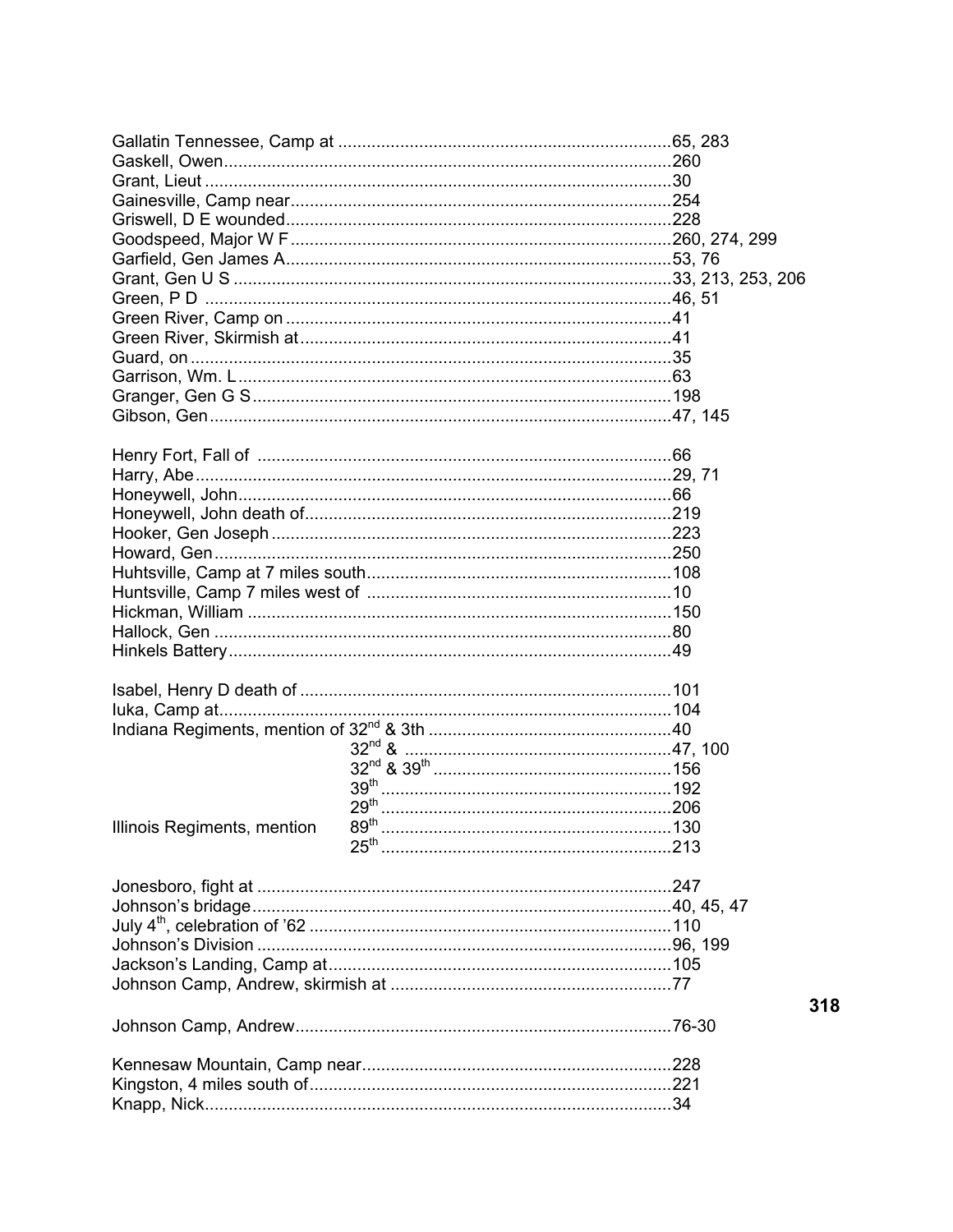Gallatin Tennessee, Camp at ......................................................................65, 283
Gaskell, Owen.............................................................................................260
Grant, Lieut ..................................................................................................30
Gainesville, Camp near................................................................................254
Griswell, D E wounded.................................................................................228
Goodspeed, Major W F ................................................................................260, 274, 299
Garfield, Gen James A..................................................................................53, 76
Grant, Gen U S ............................................................................................33, 213, 253, 206
Green, P D ..................................................................................................46, 51
Green River, Camp on .................................................................................41
Green River, Skirmish at..............................................................................41
Guard, on .....................................................................................................35
Garrison, Wm. L ...........................................................................................63
Granger, Gen G S ........................................................................................198
Gibson, Gen.................................................................................................47, 145

Henry Fort, Fall of .......................................................................................66
Harry, Abe....................................................................................................29, 71
Honeywell, John...........................................................................................66
Honeywell, John death of.............................................................................219
Hooker, Gen Joseph ....................................................................................223
Howard, Gen................................................................................................250
Huhtsville, Camp at 7 miles south................................................................108
Huntsville, Camp 7 miles west of ................................................................10
Hickman, William .........................................................................................150
Hallock, Gen ................................................................................................80
Hinkels Battery.............................................................................................49

Isabel, Henry D death of ..............................................................................101
Iuka, Camp at...............................................................................................104
Indiana Regiments, mention of 32nd & 3th ...................................................40
32nd & ........................................................47, 100
32nd & 39th .................................................156
39th .............................................................192
29th .............................................................206
Illinois Regiments, mention 89th .............................................................130
25th .............................................................213

Jonesboro, fight at .......................................................................................247
Johnson's bridage........................................................................................40, 45, 47
July 4th, celebration of '62 ............................................................................110
Johnson's Division .......................................................................................96, 199
Jackson's Landing, Camp at.........................................................................105
Johnson Camp, Andrew, skirmish at ............................................................77

Johnson Camp, Andrew................................................................................76-30

Kennesaw Mountain, Camp near..................................................................228
Kingston, 4 miles south of.............................................................................221
Knapp, Nick...................................................................................................34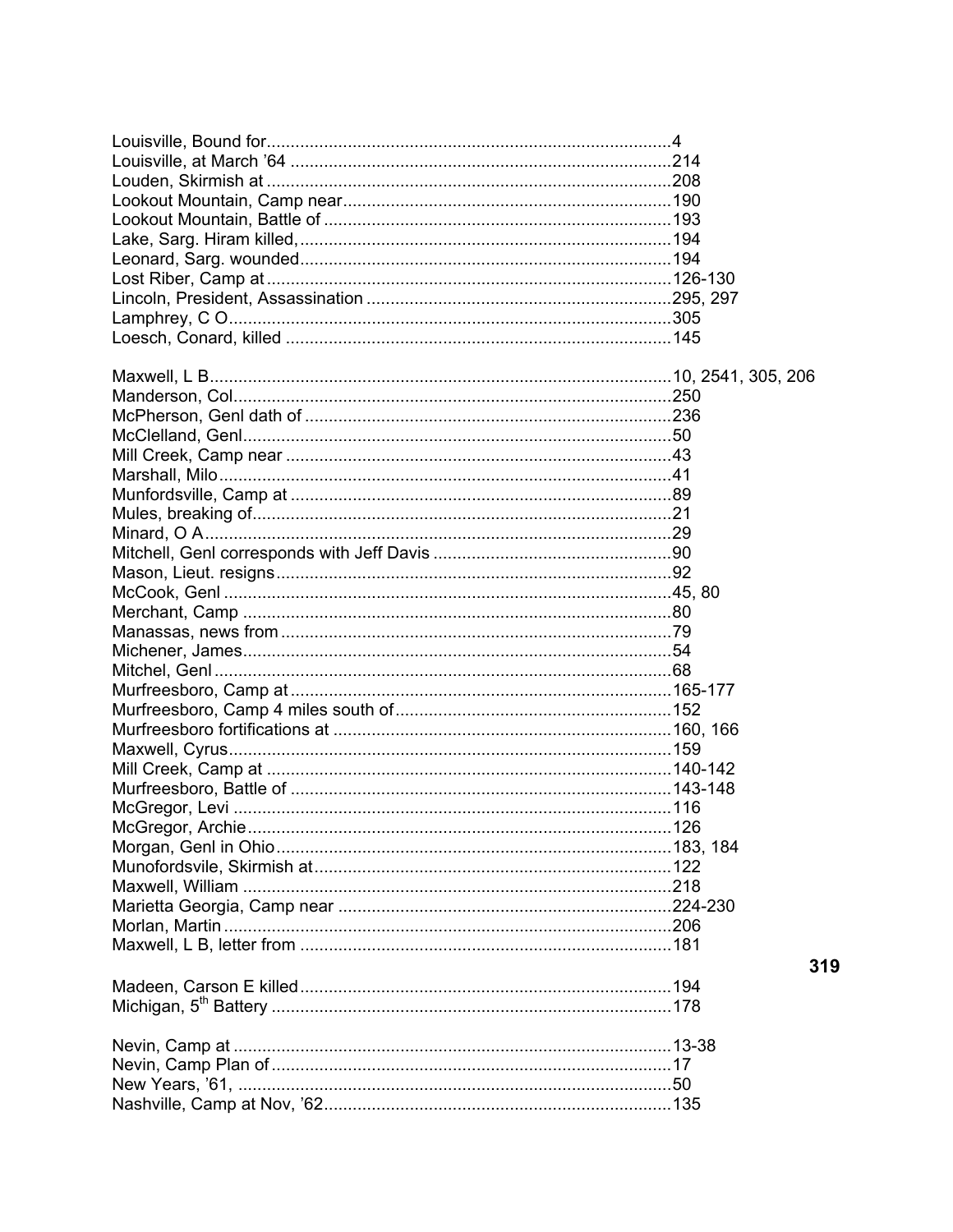Louisville, Bound for....................................................................................4
Louisville, at March '64 ...............................................................................214
Louden, Skirmish at ....................................................................................208
Lookout Mountain, Camp near....................................................................190
Lookout Mountain, Battle of ........................................................................193
Lake, Sarg. Hiram killed,.............................................................................194
Leonard, Sarg. wounded.............................................................................194
Lost Riber, Camp at....................................................................................126-130
Lincoln, President, Assassination ...............................................................295, 297
Lamphrey, C O............................................................................................305
Loesch, Conard, killed ................................................................................145

Maxwell, L B................................................................................................10, 2541, 305, 206
Manderson, Col...........................................................................................250
McPherson, Genl dath of ............................................................................236
McClelland, Genl.........................................................................................50
Mill Creek, Camp near ................................................................................43
Marshall, Milo..............................................................................................41
Munfordsville, Camp at ...............................................................................89
Mules, breaking of.......................................................................................21
Minard, O A.................................................................................................29
Mitchell, Genl corresponds with Jeff Davis .................................................90
Mason, Lieut. resigns..................................................................................92
McCook, Genl .............................................................................................45, 80
Merchant, Camp .........................................................................................80
Manassas, news from .................................................................................79
Michener, James..........................................................................................54
Mitchel, Genl ...............................................................................................68
Murfreesboro, Camp at ...............................................................................165-177
Murfreesboro, Camp 4 miles south of.........................................................152
Murfreesboro fortifications at ......................................................................160, 166
Maxwell, Cyrus............................................................................................159
Mill Creek, Camp at ....................................................................................140-142
Murfreesboro, Battle of ...............................................................................143-148
McGregor, Levi ...........................................................................................116
McGregor, Archie........................................................................................126
Morgan, Genl in Ohio..................................................................................183, 184
Munofordsvile, Skirmish at..........................................................................122
Maxwell, William .........................................................................................218
Marietta Georgia, Camp near .....................................................................224-230
Morlan, Martin.............................................................................................206
Maxwell, L B, letter from .............................................................................181
Madeen, Carson E killed.............................................................................194
Michigan, 5th Battery ...................................................................................178

Nevin, Camp at ...........................................................................................13-38
Nevin, Camp Plan of...................................................................................17
New Years, '61, ..........................................................................................50
Nashville, Camp at Nov, '62........................................................................135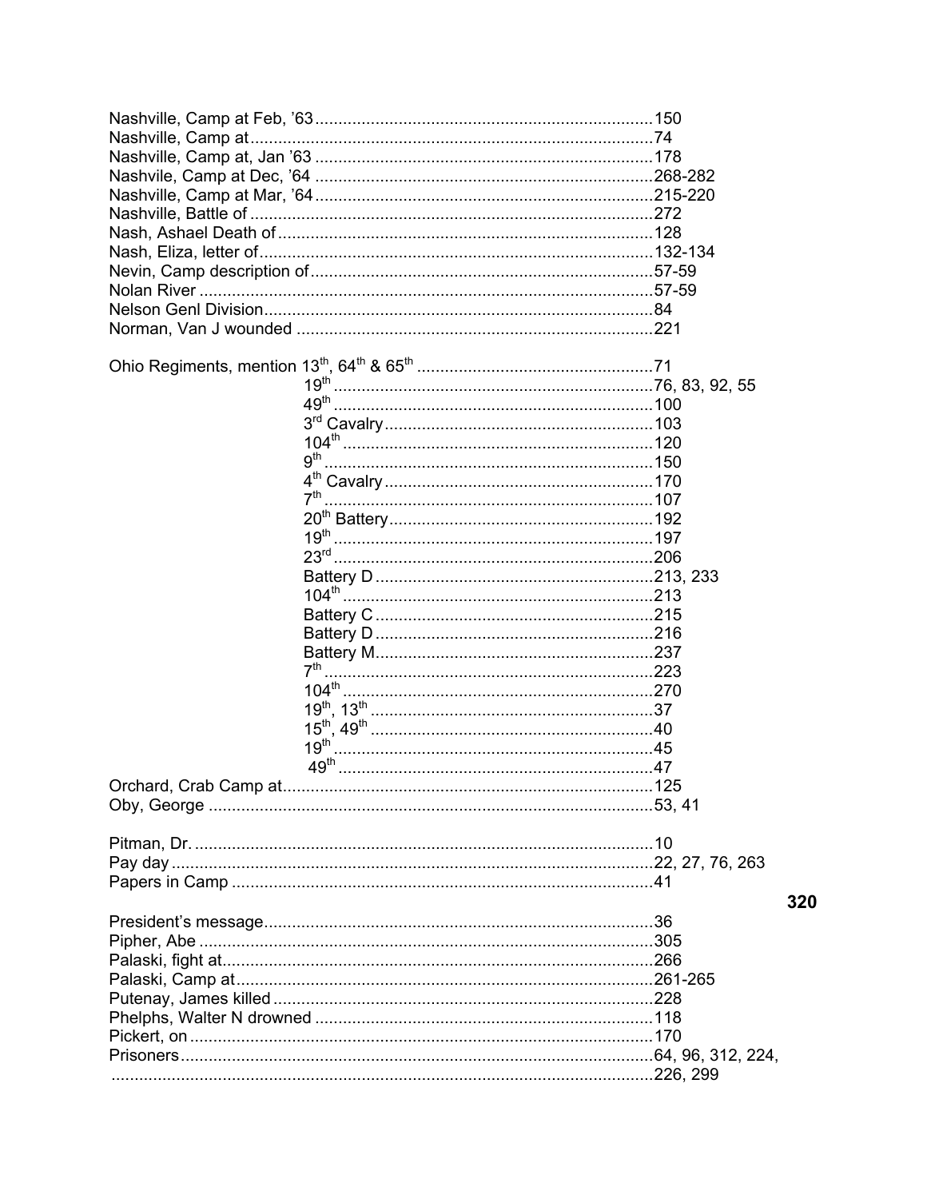Nashville, Camp at Feb, '63 ........................................................................150
Nashville, Camp at ......................................................................................74
Nashville, Camp at, Jan '63 ........................................................................178
Nashvile, Camp at Dec, '64 ........................................................................268-282
Nashville, Camp at Mar, '64 ........................................................................215-220
Nashville, Battle of ......................................................................................272
Nash, Ashael Death of ................................................................................128
Nash, Eliza, letter of ....................................................................................132-134
Nevin, Camp description of .........................................................................57-59
Nolan River .................................................................................................57-59
Nelson Genl Division ...................................................................................84
Norman, Van J wounded ............................................................................221

Ohio Regiments, mention 13th, 64th & 65th ...................................................71
- 19th ...................................................................76, 83, 92, 55
- 49th ...................................................................100
- 3rd Cavalry .........................................................103
- 104th .................................................................120
- 9th .....................................................................150
- 4th Cavalry .........................................................170
- 7th .....................................................................107
- 20th Battery ........................................................192
- 19th ...................................................................197
- 23rd ...................................................................206
- Battery D ............................................................213, 233
- 104th .................................................................213
- Battery C ............................................................215
- Battery D ............................................................216
- Battery M ............................................................237
- 7th .....................................................................223
- 104th .................................................................270
- 19th, 13th ...........................................................37
- 15th, 49th ...........................................................40
- 19th ...................................................................45
- 49th ...................................................................47

Orchard, Crab Camp at ...............................................................................125
Oby, George ...............................................................................................53, 41

Pitman, Dr. ..................................................................................................10
Pay day .......................................................................................................22, 27, 76, 263
Papers in Camp ..........................................................................................41

President's message ...................................................................................36
Pipher, Abe .................................................................................................305
Palaski, fight at ............................................................................................266
Palaski, Camp at .........................................................................................261-265
Putenay, James killed .................................................................................228
Phelphs, Walter N drowned ........................................................................118
Pickert, on ...................................................................................................170
Prisoners .....................................................................................................64, 96, 312, 224,
......................................................................................................................226, 299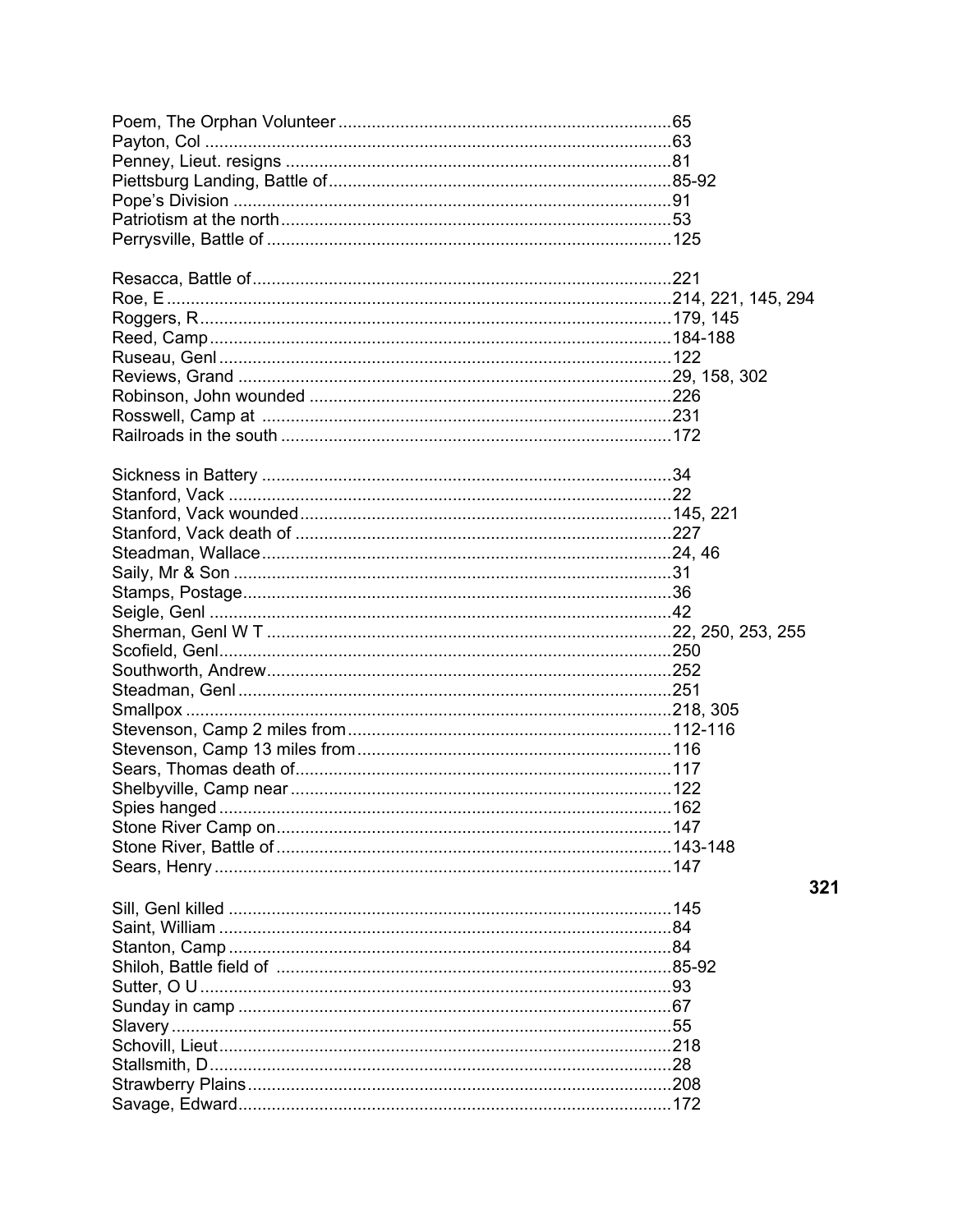Poem, The Orphan Volunteer ......................................................................65
Payton, Col ..................................................................................................63
Penney, Lieut. resigns .................................................................................81
Piettsburg Landing, Battle of........................................................................85-92
Pope's Division ............................................................................................91
Patriotism at the north..................................................................................53
Perrysville, Battle of .....................................................................................125

Resacca, Battle of........................................................................................221
Roe, E ..........................................................................................................214, 221, 145, 294
Roggers, R...................................................................................................179, 145
Reed, Camp.................................................................................................184-188
Ruseau, Genl ...............................................................................................122
Reviews, Grand ...........................................................................................29, 158, 302
Robinson, John wounded ............................................................................226
Rosswell, Camp at .....................................................................................231
Railroads in the south ..................................................................................172

Sickness in Battery ......................................................................................34
Stanford, Vack .............................................................................................22
Stanford, Vack wounded..............................................................................145, 221
Stanford, Vack death of ...............................................................................227
Steadman, Wallace......................................................................................24, 46
Saily, Mr & Son ............................................................................................31
Stamps, Postage..........................................................................................36
Seigle, Genl .................................................................................................42
Sherman, Genl W T .....................................................................................22, 250, 253, 255
Scofield, Genl...............................................................................................250
Southworth, Andrew.....................................................................................252
Steadman, Genl ...........................................................................................251
Smallpox ......................................................................................................218, 305
Stevenson, Camp 2 miles from....................................................................112-116
Stevenson, Camp 13 miles from..................................................................116
Sears, Thomas death of...............................................................................117
Shelbyville, Camp near ................................................................................122
Spies hanged ...............................................................................................162
Stone River Camp on...................................................................................147
Stone River, Battle of ...................................................................................143-148
Sears, Henry ................................................................................................147
Sill, Genl killed .............................................................................................145
Saint, William ...............................................................................................84
Stanton, Camp .............................................................................................84
Shiloh, Battle field of ..................................................................................85-92
Sutter, O U ...................................................................................................93
Sunday in camp ...........................................................................................67
Slavery .........................................................................................................55
Schovill, Lieut...............................................................................................218
Stallsmith, D.................................................................................................28
Strawberry Plains.........................................................................................208
Savage, Edward...........................................................................................172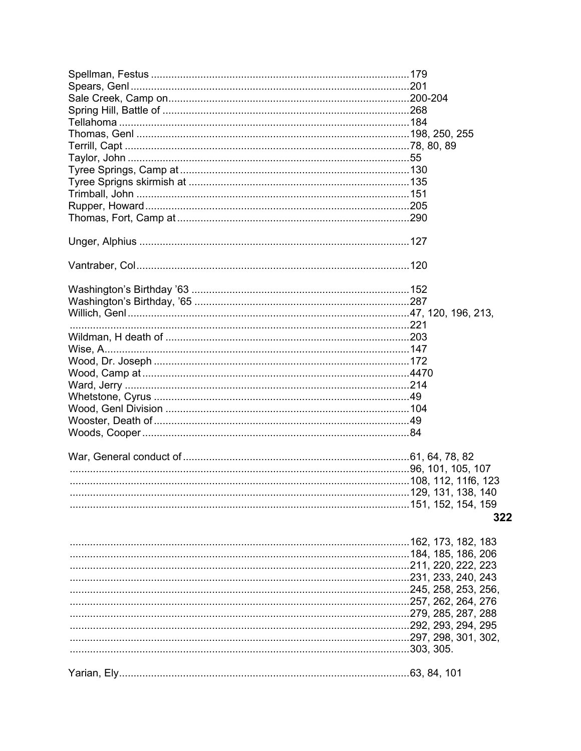Spellman, Festus ........................................................................................179
Spears, Genl ...............................................................................................201
Sale Creek, Camp on..................................................................................200-204
Spring Hill, Battle of ....................................................................................268
Tellahoma ...................................................................................................184
Thomas, Genl .............................................................................................198, 250, 255
Terrill, Capt .................................................................................................78, 80, 89
Taylor, John ................................................................................................55
Tyree Springs, Camp at ..............................................................................130
Tyree Sprigns skirmish at ...........................................................................135
Trimball, John .............................................................................................151
Rupper, Howard..........................................................................................205
Thomas, Fort, Camp at ...............................................................................290

Unger, Alphius ............................................................................................127

Vantraber, Col.............................................................................................120

Washington's Birthday '63 ..........................................................................152
Washington's Birthday, '65 .........................................................................287
Willich, Genl ................................................................................................47, 120, 196, 213,
.....................................................................................................................221
Wildman, H death of ...................................................................................203
Wise, A........................................................................................................147
Wood, Dr. Joseph .......................................................................................172
Wood, Camp at ...........................................................................................4470
Ward, Jerry .................................................................................................214
Whetstone, Cyrus ........................................................................................49
Wood, Genl Division ....................................................................................104
Wooster, Death of ........................................................................................49
Woods, Cooper ...........................................................................................84

War, General conduct of .............................................................................61, 64, 78, 82
.....................................................................................................................96, 101, 105, 107
.....................................................................................................................108, 112, 11f6, 123
.....................................................................................................................129, 131, 138, 140
.....................................................................................................................151, 152, 154, 159
.....................................................................................................................162, 173, 182, 183
.....................................................................................................................184, 185, 186, 206
.....................................................................................................................211, 220, 222, 223
.....................................................................................................................231, 233, 240, 243
.....................................................................................................................245, 258, 253, 256,
.....................................................................................................................257, 262, 264, 276
.....................................................................................................................279, 285, 287, 288
.....................................................................................................................292, 293, 294, 295
.....................................................................................................................297, 298, 301, 302,
.....................................................................................................................303, 305.

Yarian, Ely...................................................................................................63, 84, 101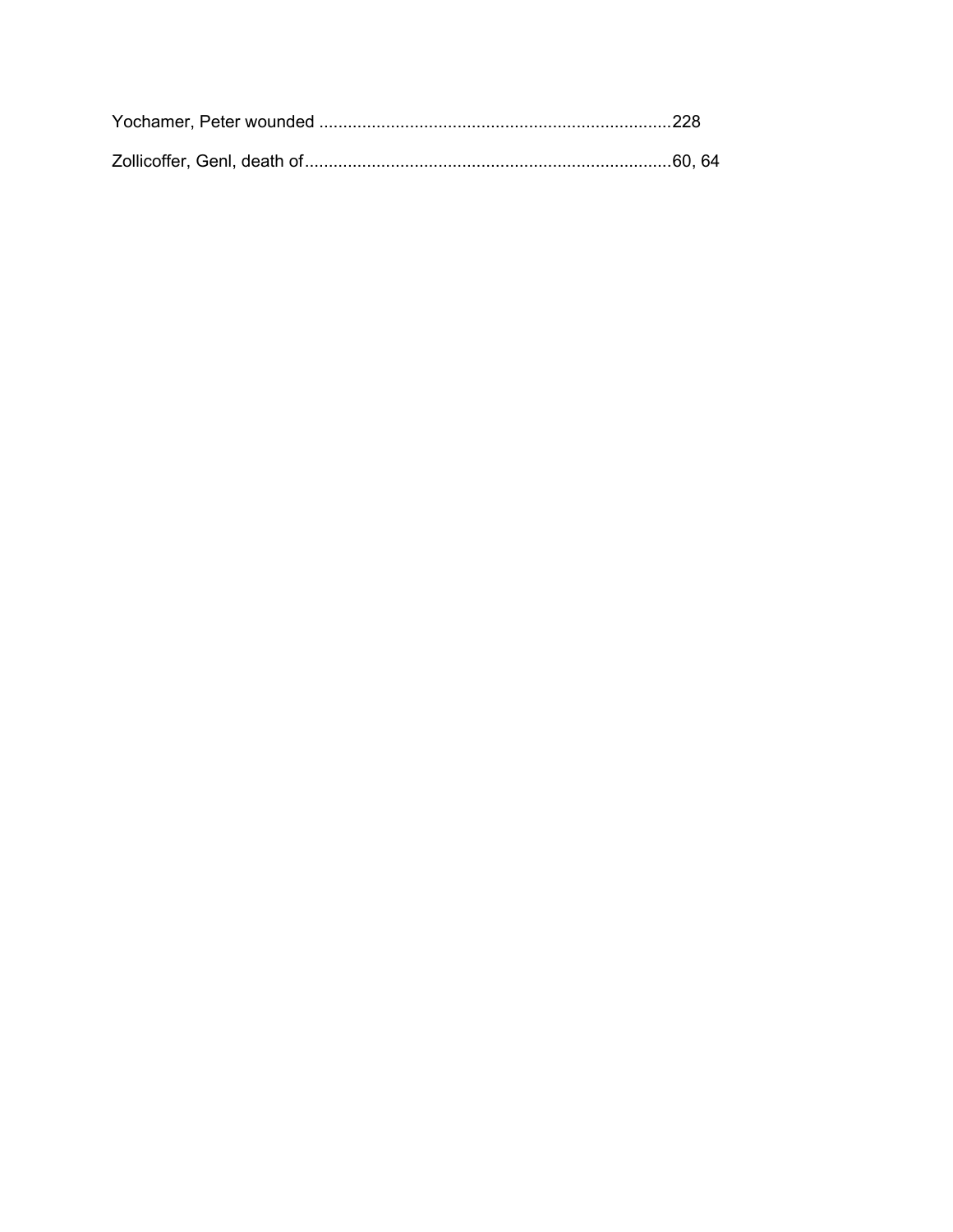Yochamer, Peter wounded ............................................................................228

Zollicoffer, Genl, death of............................................................................60, 64